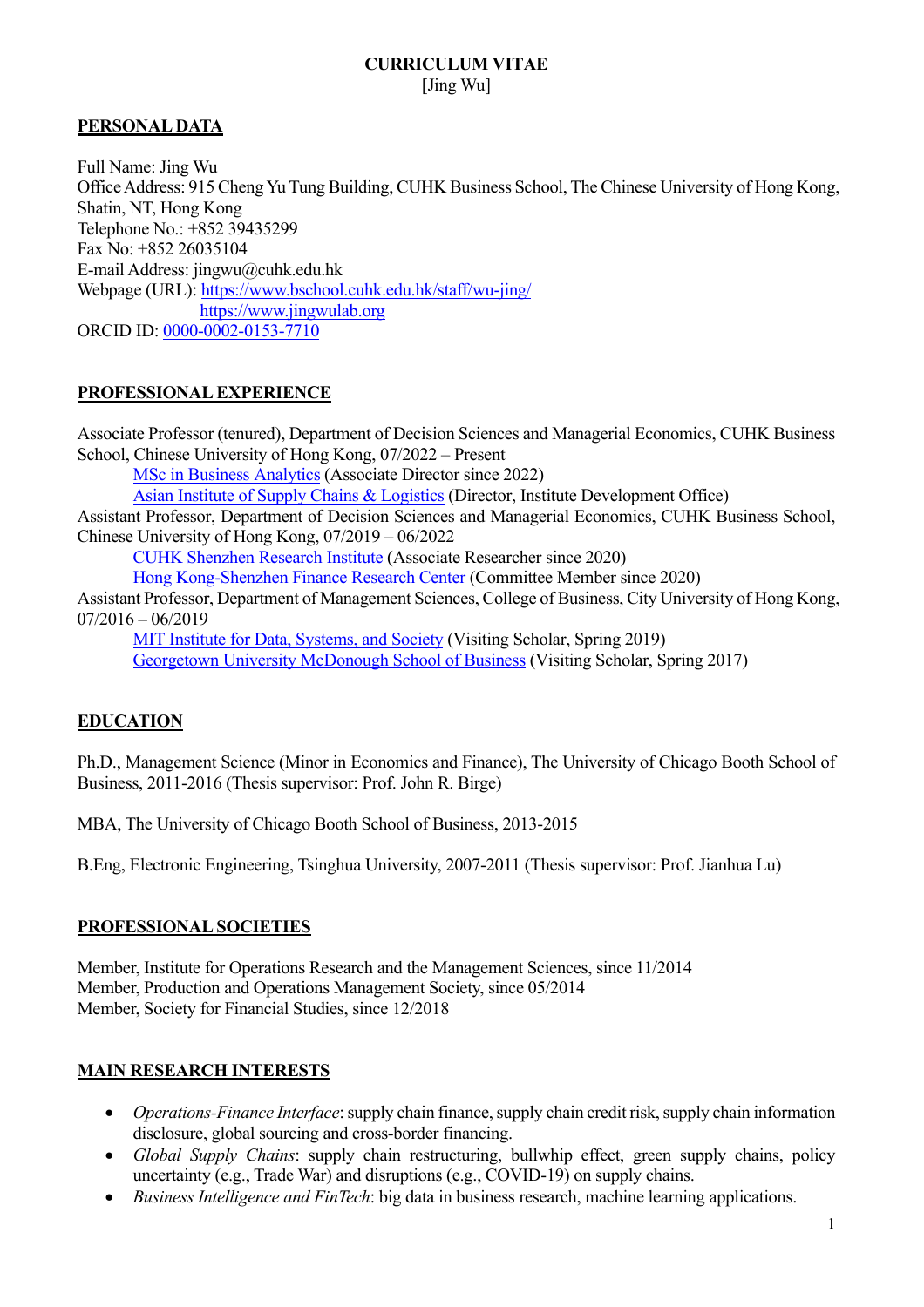# CURRICULUM VITAE

[Jing Wu]

## PERSONAL DATA

Full Name: Jing Wu
Office Address: 915 Cheng Yu Tung Building, CUHK Business School, The Chinese University of Hong Kong, Shatin, NT, Hong Kong
Telephone No.: +852 39435299
Fax No: +852 26035104
E-mail Address: jingwu@cuhk.edu.hk
Webpage (URL): [https://www.bschool.cuhk.edu.hk/staff/wu-jing/](https://www.bschool.cuhk.edu.hk/staff/wu-jing/)
[https://www.jingwulab.org](https://www.jingwulab.org)
ORCID ID: [0000-0002-0153-7710](0000-0002-0153-7710)

## PROFESSIONAL EXPERIENCE

Associate Professor (tenured), Department of Decision Sciences and Managerial Economics, CUHK Business School, Chinese University of Hong Kong, 07/2022 – Present

- MSc in Business Analytics (Associate Director since 2022)
- Asian Institute of Supply Chains & Logistics (Director, Institute Development Office)

Assistant Professor, Department of Decision Sciences and Managerial Economics, CUHK Business School, Chinese University of Hong Kong, 07/2019 – 06/2022

- CUHK Shenzhen Research Institute (Associate Researcher since 2020)
- Hong Kong-Shenzhen Finance Research Center (Committee Member since 2020)

Assistant Professor, Department of Management Sciences, College of Business, City University of Hong Kong, 07/2016 – 06/2019

- MIT Institute for Data, Systems, and Society (Visiting Scholar, Spring 2019)
- Georgetown University McDonough School of Business (Visiting Scholar, Spring 2017)

## EDUCATION

Ph.D., Management Science (Minor in Economics and Finance), The University of Chicago Booth School of Business, 2011-2016 (Thesis supervisor: Prof. John R. Birge)

MBA, The University of Chicago Booth School of Business, 2013-2015

B.Eng, Electronic Engineering, Tsinghua University, 2007-2011 (Thesis supervisor: Prof. Jianhua Lu)

## PROFESSIONAL SOCIETIES

Member, Institute for Operations Research and the Management Sciences, since 11/2014
Member, Production and Operations Management Society, since 05/2014
Member, Society for Financial Studies, since 12/2018

## MAIN RESEARCH INTERESTS

- *Operations-Finance Interface*: supply chain finance, supply chain credit risk, supply chain information disclosure, global sourcing and cross-border financing.
- *Global Supply Chains*: supply chain restructuring, bullwhip effect, green supply chains, policy uncertainty (e.g., Trade War) and disruptions (e.g., COVID-19) on supply chains.
- *Business Intelligence and FinTech*: big data in business research, machine learning applications.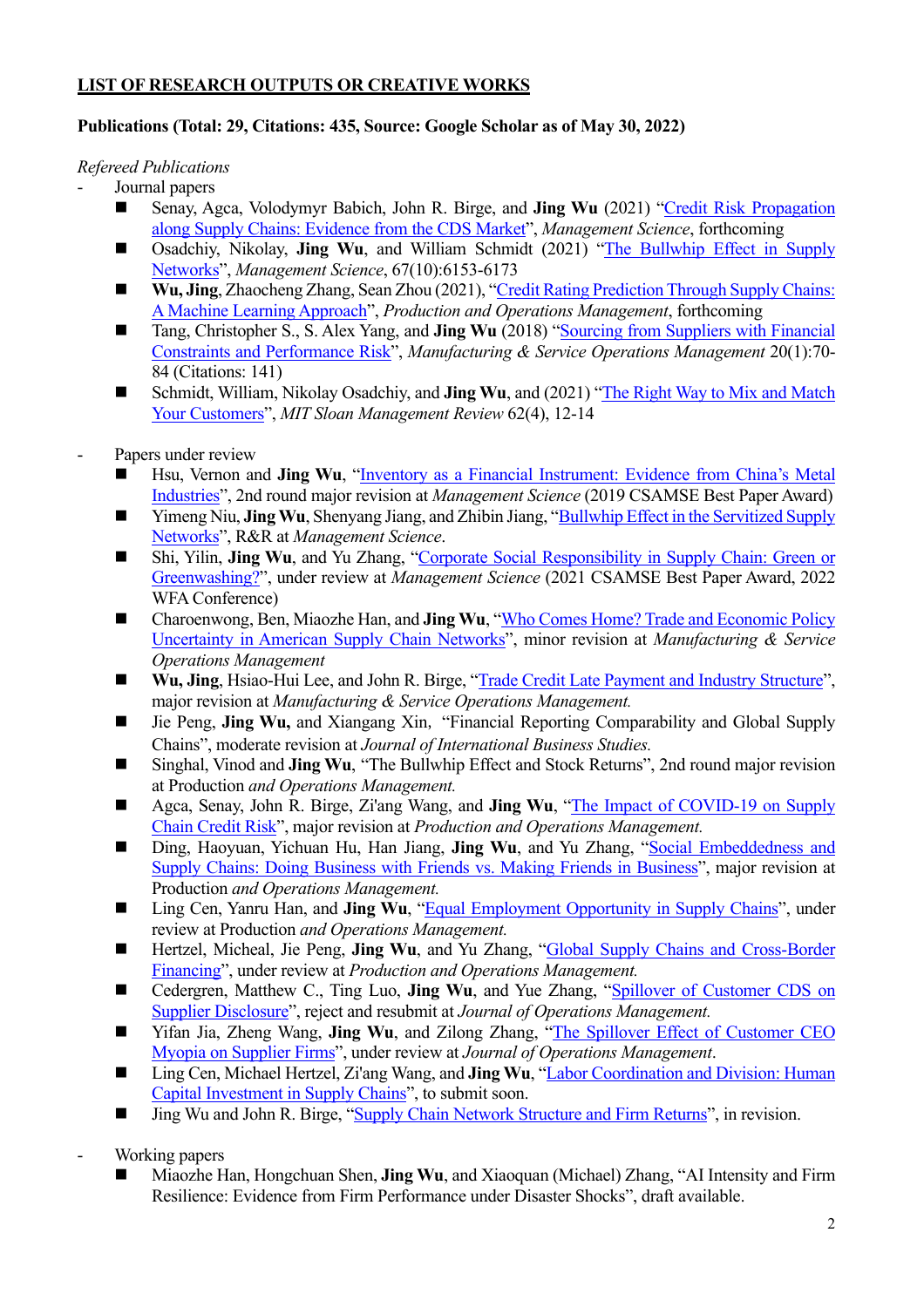**LIST OF RESEARCH OUTPUTS OR CREATIVE WORKS**

**Publications (Total: 29, Citations: 435, Source: Google Scholar as of May 30, 2022)**

*Refereed Publications*

- Journal papers
  - Senay, Agca, Volodymyr Babich, John R. Birge, and **Jing Wu** (2021) "Credit Risk Propagation along Supply Chains: Evidence from the CDS Market", *Management Science*, forthcoming
  - Osadchiy, Nikolay, **Jing Wu**, and William Schmidt (2021) "The Bullwhip Effect in Supply Networks", *Management Science*, 67(10):6153-6173
  - **Wu, Jing**, Zhaocheng Zhang, Sean Zhou (2021), "Credit Rating Prediction Through Supply Chains: A Machine Learning Approach", *Production and Operations Management*, forthcoming
  - Tang, Christopher S., S. Alex Yang, and **Jing Wu** (2018) "Sourcing from Suppliers with Financial Constraints and Performance Risk", *Manufacturing & Service Operations Management* 20(1):70-84 (Citations: 141)
  - Schmidt, William, Nikolay Osadchiy, and **Jing Wu**, and (2021) "The Right Way to Mix and Match Your Customers", *MIT Sloan Management Review* 62(4), 12-14

- Papers under review
  - Hsu, Vernon and **Jing Wu**, "Inventory as a Financial Instrument: Evidence from China's Metal Industries", 2nd round major revision at *Management Science* (2019 CSAMSE Best Paper Award)
  - Yimeng Niu, **Jing Wu**, Shenyang Jiang, and Zhibin Jiang, "Bullwhip Effect in the Servitized Supply Networks", R&R at *Management Science*.
  - Shi, Yilin, **Jing Wu**, and Yu Zhang, "Corporate Social Responsibility in Supply Chain: Green or Greenwashing?", under review at *Management Science* (2021 CSAMSE Best Paper Award, 2022 WFA Conference)
  - Charoenwong, Ben, Miaozhe Han, and **Jing Wu**, "Who Comes Home? Trade and Economic Policy Uncertainty in American Supply Chain Networks", minor revision at *Manufacturing & Service Operations Management*
  - **Wu, Jing**, Hsiao-Hui Lee, and John R. Birge, "Trade Credit Late Payment and Industry Structure", major revision at *Manufacturing & Service Operations Management.*
  - Jie Peng, **Jing Wu,** and Xiangang Xin, "Financial Reporting Comparability and Global Supply Chains", moderate revision at *Journal of International Business Studies.*
  - Singhal, Vinod and **Jing Wu**, "The Bullwhip Effect and Stock Returns", 2nd round major revision at Production *and Operations Management.*
  - Agca, Senay, John R. Birge, Zi'ang Wang, and **Jing Wu**, "The Impact of COVID-19 on Supply Chain Credit Risk", major revision at *Production and Operations Management.*
  - Ding, Haoyuan, Yichuan Hu, Han Jiang, **Jing Wu**, and Yu Zhang, "Social Embeddedness and Supply Chains: Doing Business with Friends vs. Making Friends in Business", major revision at Production *and Operations Management.*
  - Ling Cen, Yanru Han, and **Jing Wu**, "Equal Employment Opportunity in Supply Chains", under review at Production *and Operations Management.*
  - Hertzel, Micheal, Jie Peng, **Jing Wu**, and Yu Zhang, "Global Supply Chains and Cross-Border Financing", under review at *Production and Operations Management.*
  - Cedergren, Matthew C., Ting Luo, **Jing Wu**, and Yue Zhang, "Spillover of Customer CDS on Supplier Disclosure", reject and resubmit at *Journal of Operations Management.*
  - Yifan Jia, Zheng Wang, **Jing Wu**, and Zilong Zhang, "The Spillover Effect of Customer CEO Myopia on Supplier Firms", under review at *Journal of Operations Management*.
  - Ling Cen, Michael Hertzel, Zi'ang Wang, and **Jing Wu**, "Labor Coordination and Division: Human Capital Investment in Supply Chains", to submit soon.
  - Jing Wu and John R. Birge, "Supply Chain Network Structure and Firm Returns", in revision.

- Working papers
  - Miaozhe Han, Hongchuan Shen, **Jing Wu**, and Xiaoquan (Michael) Zhang, "AI Intensity and Firm Resilience: Evidence from Firm Performance under Disaster Shocks", draft available.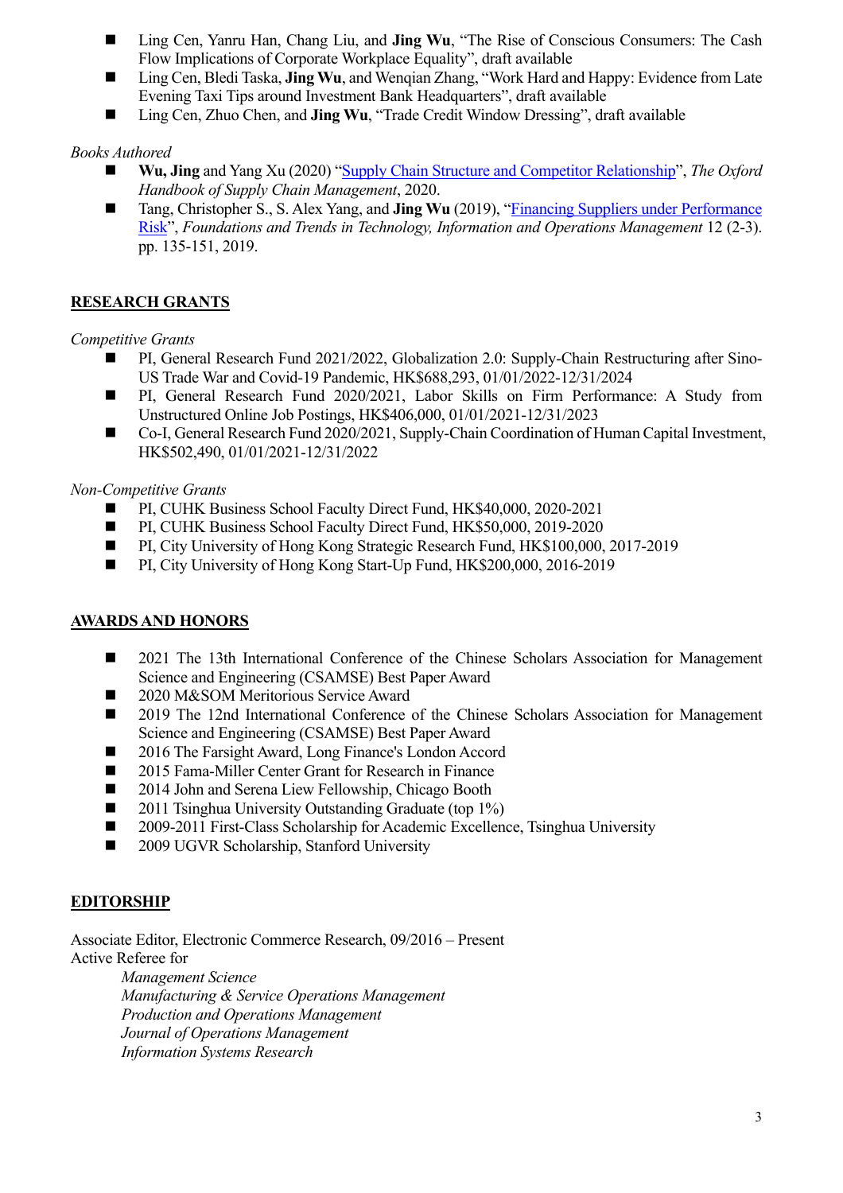- Ling Cen, Yanru Han, Chang Liu, and **Jing Wu**, "The Rise of Conscious Consumers: The Cash Flow Implications of Corporate Workplace Equality", draft available
- Ling Cen, Bledi Taska, **Jing Wu**, and Wenqian Zhang, "Work Hard and Happy: Evidence from Late Evening Taxi Tips around Investment Bank Headquarters", draft available
- Ling Cen, Zhuo Chen, and **Jing Wu**, "Trade Credit Window Dressing", draft available

*Books Authored*

- **Wu, Jing** and Yang Xu (2020) "Supply Chain Structure and Competitor Relationship", *The Oxford Handbook of Supply Chain Management*, 2020.
- Tang, Christopher S., S. Alex Yang, and **Jing Wu** (2019), "Financing Suppliers under Performance Risk", *Foundations and Trends in Technology, Information and Operations Management* 12 (2-3). pp. 135-151, 2019.

## RESEARCH GRANTS

*Competitive Grants*

- PI, General Research Fund 2021/2022, Globalization 2.0: Supply-Chain Restructuring after Sino-US Trade War and Covid-19 Pandemic, HK$688,293, 01/01/2022-12/31/2024
- PI, General Research Fund 2020/2021, Labor Skills on Firm Performance: A Study from Unstructured Online Job Postings, HK$406,000, 01/01/2021-12/31/2023
- Co-I, General Research Fund 2020/2021, Supply-Chain Coordination of Human Capital Investment, HK$502,490, 01/01/2021-12/31/2022

*Non-Competitive Grants*

- PI, CUHK Business School Faculty Direct Fund, HK$40,000, 2020-2021
- PI, CUHK Business School Faculty Direct Fund, HK$50,000, 2019-2020
- PI, City University of Hong Kong Strategic Research Fund, HK$100,000, 2017-2019
- PI, City University of Hong Kong Start-Up Fund, HK$200,000, 2016-2019

## AWARDS AND HONORS

- 2021 The 13th International Conference of the Chinese Scholars Association for Management Science and Engineering (CSAMSE) Best Paper Award
- 2020 M&SOM Meritorious Service Award
- 2019 The 12nd International Conference of the Chinese Scholars Association for Management Science and Engineering (CSAMSE) Best Paper Award
- 2016 The Farsight Award, Long Finance's London Accord
- 2015 Fama-Miller Center Grant for Research in Finance
- 2014 John and Serena Liew Fellowship, Chicago Booth
- 2011 Tsinghua University Outstanding Graduate (top 1%)
- 2009-2011 First-Class Scholarship for Academic Excellence, Tsinghua University
- 2009 UGVR Scholarship, Stanford University

## EDITORSHIP

Associate Editor, Electronic Commerce Research, 09/2016 – Present

Active Referee for

*Management Science*
*Manufacturing & Service Operations Management*
*Production and Operations Management*
*Journal of Operations Management*
*Information Systems Research*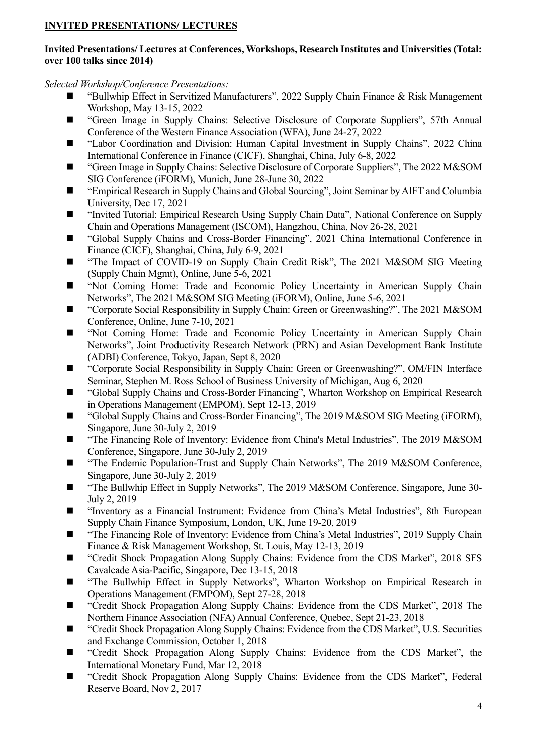## INVITED PRESENTATIONS/ LECTURES

**Invited Presentations/ Lectures at Conferences, Workshops, Research Institutes and Universities (Total: over 100 talks since 2014)**

*Selected Workshop/Conference Presentations:*

- "Bullwhip Effect in Servitized Manufacturers", 2022 Supply Chain Finance & Risk Management Workshop, May 13-15, 2022
- "Green Image in Supply Chains: Selective Disclosure of Corporate Suppliers", 57th Annual Conference of the Western Finance Association (WFA), June 24-27, 2022
- "Labor Coordination and Division: Human Capital Investment in Supply Chains", 2022 China International Conference in Finance (CICF), Shanghai, China, July 6-8, 2022
- "Green Image in Supply Chains: Selective Disclosure of Corporate Suppliers", The 2022 M&SOM SIG Conference (iFORM), Munich, June 28-June 30, 2022
- "Empirical Research in Supply Chains and Global Sourcing", Joint Seminar by AIFT and Columbia University, Dec 17, 2021
- "Invited Tutorial: Empirical Research Using Supply Chain Data", National Conference on Supply Chain and Operations Management (ISCOM), Hangzhou, China, Nov 26-28, 2021
- "Global Supply Chains and Cross-Border Financing", 2021 China International Conference in Finance (CICF), Shanghai, China, July 6-9, 2021
- "The Impact of COVID-19 on Supply Chain Credit Risk", The 2021 M&SOM SIG Meeting (Supply Chain Mgmt), Online, June 5-6, 2021
- "Not Coming Home: Trade and Economic Policy Uncertainty in American Supply Chain Networks", The 2021 M&SOM SIG Meeting (iFORM), Online, June 5-6, 2021
- "Corporate Social Responsibility in Supply Chain: Green or Greenwashing?", The 2021 M&SOM Conference, Online, June 7-10, 2021
- "Not Coming Home: Trade and Economic Policy Uncertainty in American Supply Chain Networks", Joint Productivity Research Network (PRN) and Asian Development Bank Institute (ADBI) Conference, Tokyo, Japan, Sept 8, 2020
- "Corporate Social Responsibility in Supply Chain: Green or Greenwashing?", OM/FIN Interface Seminar, Stephen M. Ross School of Business University of Michigan, Aug 6, 2020
- "Global Supply Chains and Cross-Border Financing", Wharton Workshop on Empirical Research in Operations Management (EMPOM), Sept 12-13, 2019
- "Global Supply Chains and Cross-Border Financing", The 2019 M&SOM SIG Meeting (iFORM), Singapore, June 30-July 2, 2019
- "The Financing Role of Inventory: Evidence from China's Metal Industries", The 2019 M&SOM Conference, Singapore, June 30-July 2, 2019
- "The Endemic Population-Trust and Supply Chain Networks", The 2019 M&SOM Conference, Singapore, June 30-July 2, 2019
- "The Bullwhip Effect in Supply Networks", The 2019 M&SOM Conference, Singapore, June 30-July 2, 2019
- "Inventory as a Financial Instrument: Evidence from China's Metal Industries", 8th European Supply Chain Finance Symposium, London, UK, June 19-20, 2019
- "The Financing Role of Inventory: Evidence from China's Metal Industries", 2019 Supply Chain Finance & Risk Management Workshop, St. Louis, May 12-13, 2019
- "Credit Shock Propagation Along Supply Chains: Evidence from the CDS Market", 2018 SFS Cavalcade Asia-Pacific, Singapore, Dec 13-15, 2018
- "The Bullwhip Effect in Supply Networks", Wharton Workshop on Empirical Research in Operations Management (EMPOM), Sept 27-28, 2018
- "Credit Shock Propagation Along Supply Chains: Evidence from the CDS Market", 2018 The Northern Finance Association (NFA) Annual Conference, Quebec, Sept 21-23, 2018
- "Credit Shock Propagation Along Supply Chains: Evidence from the CDS Market", U.S. Securities and Exchange Commission, October 1, 2018
- "Credit Shock Propagation Along Supply Chains: Evidence from the CDS Market", the International Monetary Fund, Mar 12, 2018
- "Credit Shock Propagation Along Supply Chains: Evidence from the CDS Market", Federal Reserve Board, Nov 2, 2017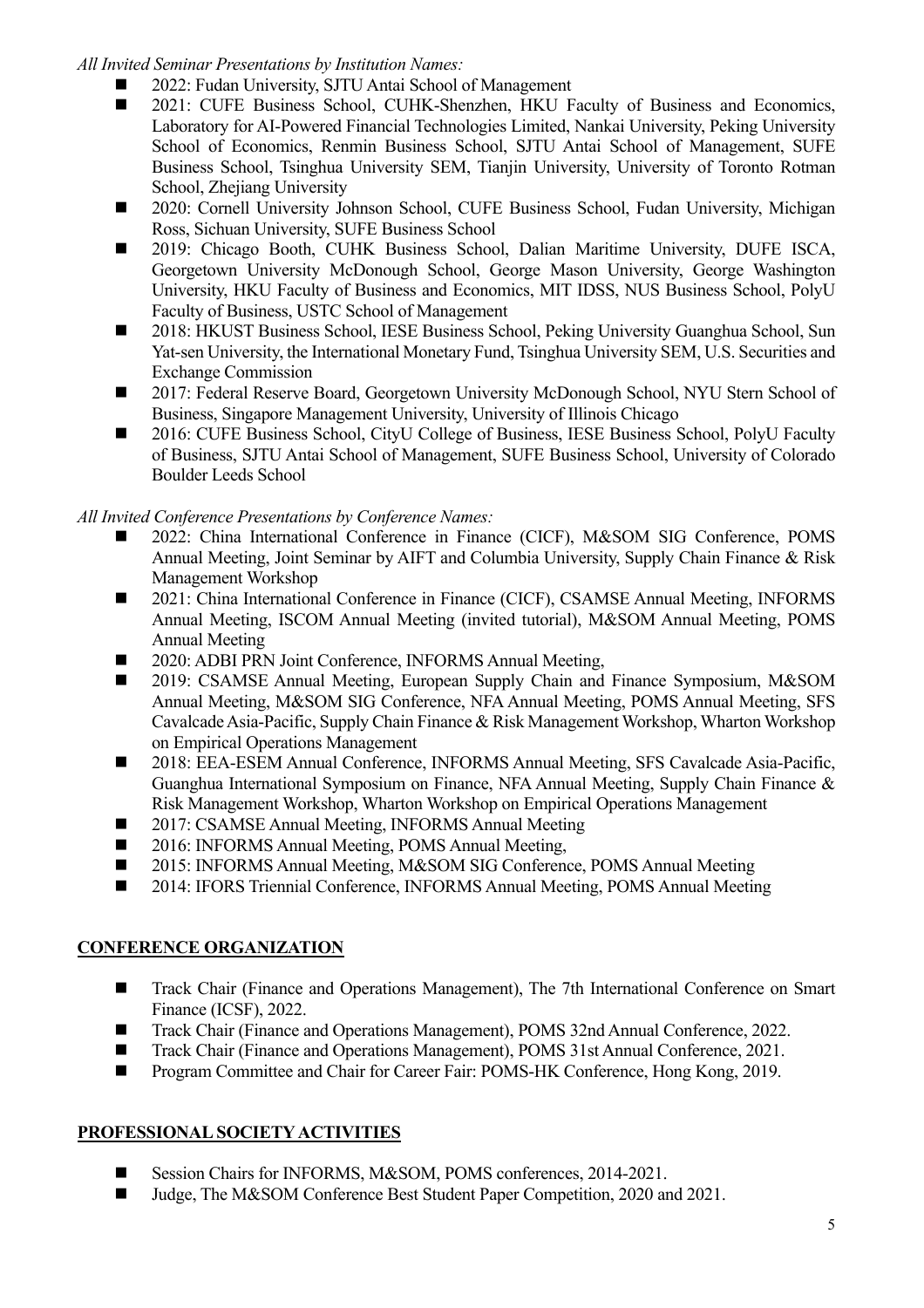*All Invited Seminar Presentations by Institution Names:*

- 2022: Fudan University, SJTU Antai School of Management
- 2021: CUFE Business School, CUHK-Shenzhen, HKU Faculty of Business and Economics, Laboratory for AI-Powered Financial Technologies Limited, Nankai University, Peking University School of Economics, Renmin Business School, SJTU Antai School of Management, SUFE Business School, Tsinghua University SEM, Tianjin University, University of Toronto Rotman School, Zhejiang University
- 2020: Cornell University Johnson School, CUFE Business School, Fudan University, Michigan Ross, Sichuan University, SUFE Business School
- 2019: Chicago Booth, CUHK Business School, Dalian Maritime University, DUFE ISCA, Georgetown University McDonough School, George Mason University, George Washington University, HKU Faculty of Business and Economics, MIT IDSS, NUS Business School, PolyU Faculty of Business, USTC School of Management
- 2018: HKUST Business School, IESE Business School, Peking University Guanghua School, Sun Yat-sen University, the International Monetary Fund, Tsinghua University SEM, U.S. Securities and Exchange Commission
- 2017: Federal Reserve Board, Georgetown University McDonough School, NYU Stern School of Business, Singapore Management University, University of Illinois Chicago
- 2016: CUFE Business School, CityU College of Business, IESE Business School, PolyU Faculty of Business, SJTU Antai School of Management, SUFE Business School, University of Colorado Boulder Leeds School

*All Invited Conference Presentations by Conference Names:*

- 2022: China International Conference in Finance (CICF), M&SOM SIG Conference, POMS Annual Meeting, Joint Seminar by AIFT and Columbia University, Supply Chain Finance & Risk Management Workshop
- 2021: China International Conference in Finance (CICF), CSAMSE Annual Meeting, INFORMS Annual Meeting, ISCOM Annual Meeting (invited tutorial), M&SOM Annual Meeting, POMS Annual Meeting
- 2020: ADBI PRN Joint Conference, INFORMS Annual Meeting,
- 2019: CSAMSE Annual Meeting, European Supply Chain and Finance Symposium, M&SOM Annual Meeting, M&SOM SIG Conference, NFA Annual Meeting, POMS Annual Meeting, SFS Cavalcade Asia-Pacific, Supply Chain Finance & Risk Management Workshop, Wharton Workshop on Empirical Operations Management
- 2018: EEA-ESEM Annual Conference, INFORMS Annual Meeting, SFS Cavalcade Asia-Pacific, Guanghua International Symposium on Finance, NFA Annual Meeting, Supply Chain Finance & Risk Management Workshop, Wharton Workshop on Empirical Operations Management
- 2017: CSAMSE Annual Meeting, INFORMS Annual Meeting
- 2016: INFORMS Annual Meeting, POMS Annual Meeting,
- 2015: INFORMS Annual Meeting, M&SOM SIG Conference, POMS Annual Meeting
- 2014: IFORS Triennial Conference, INFORMS Annual Meeting, POMS Annual Meeting

## CONFERENCE ORGANIZATION

- Track Chair (Finance and Operations Management), The 7th International Conference on Smart Finance (ICSF), 2022.
- Track Chair (Finance and Operations Management), POMS 32nd Annual Conference, 2022.
- Track Chair (Finance and Operations Management), POMS 31st Annual Conference, 2021.
- Program Committee and Chair for Career Fair: POMS-HK Conference, Hong Kong, 2019.

## PROFESSIONAL SOCIETY ACTIVITIES

- Session Chairs for INFORMS, M&SOM, POMS conferences, 2014-2021.
- Judge, The M&SOM Conference Best Student Paper Competition, 2020 and 2021.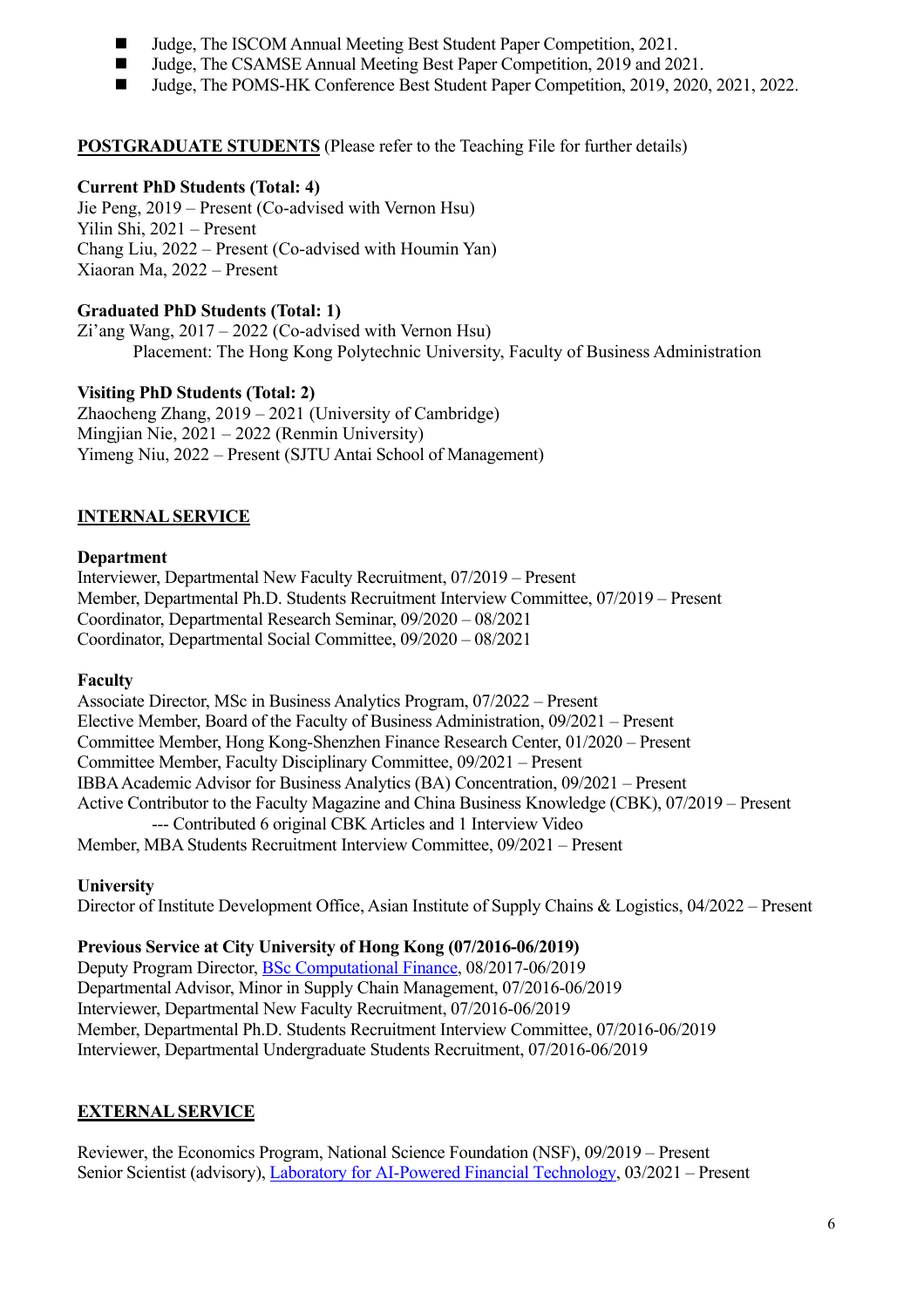- Judge, The ISCOM Annual Meeting Best Student Paper Competition, 2021.
- Judge, The CSAMSE Annual Meeting Best Paper Competition, 2019 and 2021.
- Judge, The POMS-HK Conference Best Student Paper Competition, 2019, 2020, 2021, 2022.

## POSTGRADUATE STUDENTS (Please refer to the Teaching File for further details)

**Current PhD Students (Total: 4)**

Jie Peng, 2019 – Present (Co-advised with Vernon Hsu)
Yilin Shi, 2021 – Present
Chang Liu, 2022 – Present (Co-advised with Houmin Yan)
Xiaoran Ma, 2022 – Present

**Graduated PhD Students (Total: 1)**

Zi'ang Wang, 2017 – 2022 (Co-advised with Vernon Hsu)
    Placement: The Hong Kong Polytechnic University, Faculty of Business Administration

**Visiting PhD Students (Total: 2)**

Zhaocheng Zhang, 2019 – 2021 (University of Cambridge)
Mingjian Nie, 2021 – 2022 (Renmin University)
Yimeng Niu, 2022 – Present (SJTU Antai School of Management)

## INTERNAL SERVICE

**Department**

Interviewer, Departmental New Faculty Recruitment, 07/2019 – Present
Member, Departmental Ph.D. Students Recruitment Interview Committee, 07/2019 – Present
Coordinator, Departmental Research Seminar, 09/2020 – 08/2021
Coordinator, Departmental Social Committee, 09/2020 – 08/2021

**Faculty**

Associate Director, MSc in Business Analytics Program, 07/2022 – Present
Elective Member, Board of the Faculty of Business Administration, 09/2021 – Present
Committee Member, Hong Kong-Shenzhen Finance Research Center, 01/2020 – Present
Committee Member, Faculty Disciplinary Committee, 09/2021 – Present
IBBA Academic Advisor for Business Analytics (BA) Concentration, 09/2021 – Present
Active Contributor to the Faculty Magazine and China Business Knowledge (CBK), 07/2019 – Present
    --- Contributed 6 original CBK Articles and 1 Interview Video
Member, MBA Students Recruitment Interview Committee, 09/2021 – Present

**University**

Director of Institute Development Office, Asian Institute of Supply Chains & Logistics, 04/2022 – Present

**Previous Service at City University of Hong Kong (07/2016-06/2019)**

Deputy Program Director, BSc Computational Finance, 08/2017-06/2019
Departmental Advisor, Minor in Supply Chain Management, 07/2016-06/2019
Interviewer, Departmental New Faculty Recruitment, 07/2016-06/2019
Member, Departmental Ph.D. Students Recruitment Interview Committee, 07/2016-06/2019
Interviewer, Departmental Undergraduate Students Recruitment, 07/2016-06/2019

## EXTERNAL SERVICE

Reviewer, the Economics Program, National Science Foundation (NSF), 09/2019 – Present
Senior Scientist (advisory), Laboratory for AI-Powered Financial Technology, 03/2021 – Present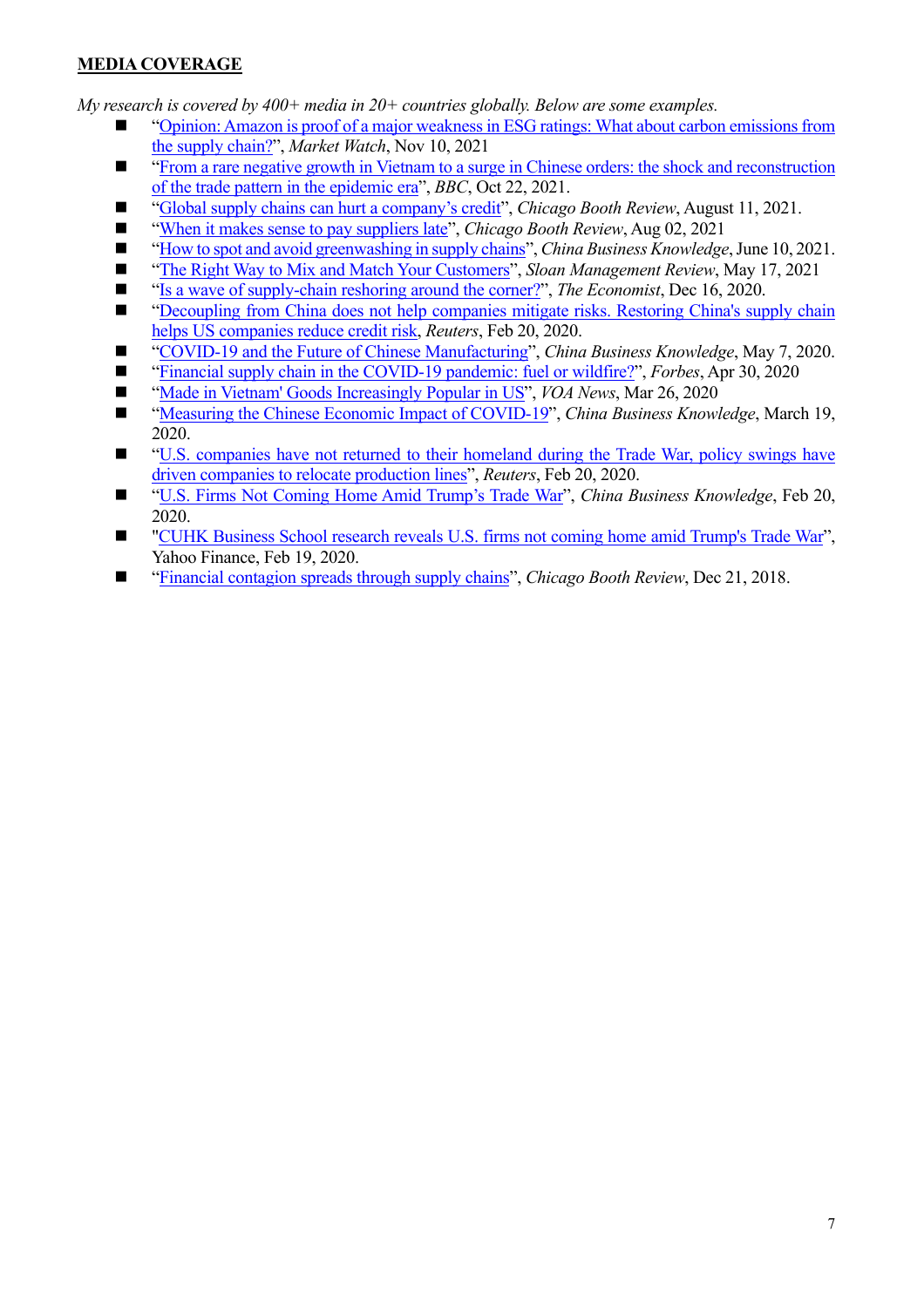**MEDIA COVERAGE**

*My research is covered by 400+ media in 20+ countries globally. Below are some examples.*

- "Opinion: Amazon is proof of a major weakness in ESG ratings: What about carbon emissions from the supply chain?", *Market Watch*, Nov 10, 2021
- "From a rare negative growth in Vietnam to a surge in Chinese orders: the shock and reconstruction of the trade pattern in the epidemic era", *BBC*, Oct 22, 2021.
- "Global supply chains can hurt a company's credit", *Chicago Booth Review*, August 11, 2021.
- "When it makes sense to pay suppliers late", *Chicago Booth Review*, Aug 02, 2021
- "How to spot and avoid greenwashing in supply chains", *China Business Knowledge*, June 10, 2021.
- "The Right Way to Mix and Match Your Customers", *Sloan Management Review*, May 17, 2021
- "Is a wave of supply-chain reshoring around the corner?", *The Economist*, Dec 16, 2020.
- "Decoupling from China does not help companies mitigate risks. Restoring China's supply chain helps US companies reduce credit risk, *Reuters*, Feb 20, 2020.
- "COVID-19 and the Future of Chinese Manufacturing", *China Business Knowledge*, May 7, 2020.
- "Financial supply chain in the COVID-19 pandemic: fuel or wildfire?", *Forbes*, Apr 30, 2020
- "Made in Vietnam' Goods Increasingly Popular in US", *VOA News*, Mar 26, 2020
- "Measuring the Chinese Economic Impact of COVID-19", *China Business Knowledge*, March 19, 2020.
- "U.S. companies have not returned to their homeland during the Trade War, policy swings have driven companies to relocate production lines", *Reuters*, Feb 20, 2020.
- "U.S. Firms Not Coming Home Amid Trump's Trade War", *China Business Knowledge*, Feb 20, 2020.
- "CUHK Business School research reveals U.S. firms not coming home amid Trump's Trade War", Yahoo Finance, Feb 19, 2020.
- "Financial contagion spreads through supply chains", *Chicago Booth Review*, Dec 21, 2018.